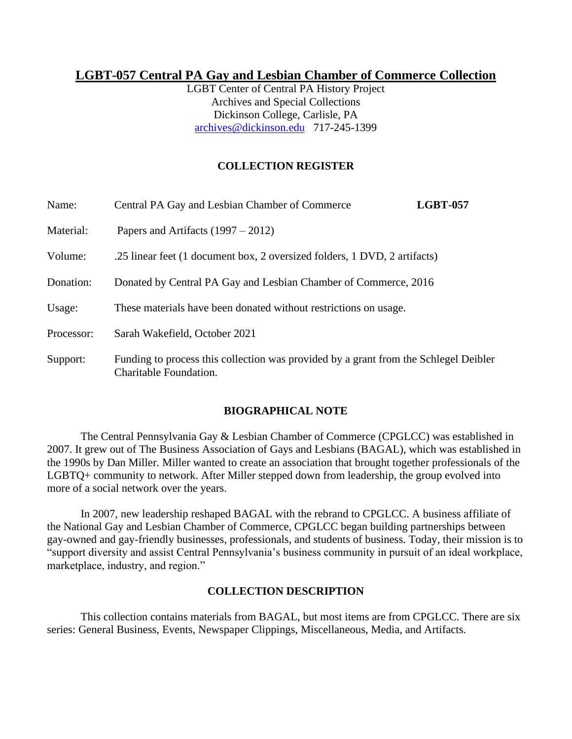# LGBT-057 Central PA Gay and Lesbian Chamber of Commerce Collection

LGBT Center of Central PA History Project
Archives and Special Collections
Dickinson College, Carlisle, PA
archives@dickinson.edu 717-245-1399

## COLLECTION REGISTER

| | | |
|---|---|---|
| Name: | Central PA Gay and Lesbian Chamber of Commerce | **LGBT-057** |
| Material: | Papers and Artifacts (1997 – 2012) | |
| Volume: | .25 linear feet (1 document box, 2 oversized folders, 1 DVD, 2 artifacts) | |
| Donation: | Donated by Central PA Gay and Lesbian Chamber of Commerce, 2016 | |
| Usage: | These materials have been donated without restrictions on usage. | |
| Processor: | Sarah Wakefield, October 2021 | |
| Support: | Funding to process this collection was provided by a grant from the Schlegel Deibler Charitable Foundation. | |

## BIOGRAPHICAL NOTE

The Central Pennsylvania Gay & Lesbian Chamber of Commerce (CPGLCC) was established in 2007. It grew out of The Business Association of Gays and Lesbians (BAGAL), which was established in the 1990s by Dan Miller. Miller wanted to create an association that brought together professionals of the LGBTQ+ community to network. After Miller stepped down from leadership, the group evolved into more of a social network over the years.

In 2007, new leadership reshaped BAGAL with the rebrand to CPGLCC. A business affiliate of the National Gay and Lesbian Chamber of Commerce, CPGLCC began building partnerships between gay-owned and gay-friendly businesses, professionals, and students of business. Today, their mission is to "support diversity and assist Central Pennsylvania's business community in pursuit of an ideal workplace, marketplace, industry, and region."

## COLLECTION DESCRIPTION

This collection contains materials from BAGAL, but most items are from CPGLCC. There are six series: General Business, Events, Newspaper Clippings, Miscellaneous, Media, and Artifacts.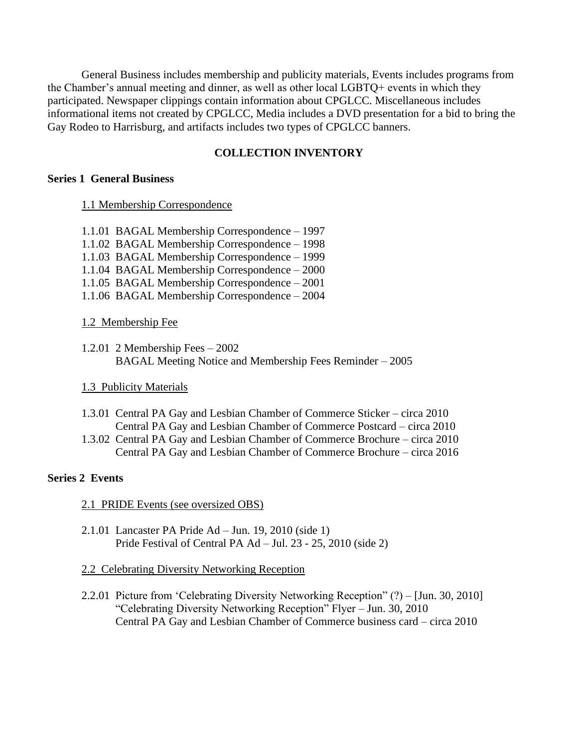General Business includes membership and publicity materials, Events includes programs from the Chamber's annual meeting and dinner, as well as other local LGBTQ+ events in which they participated. Newspaper clippings contain information about CPGLCC. Miscellaneous includes informational items not created by CPGLCC, Media includes a DVD presentation for a bid to bring the Gay Rodeo to Harrisburg, and artifacts includes two types of CPGLCC banners.

## COLLECTION INVENTORY

### Series 1 General Business

1.1 Membership Correspondence

1.1.01 BAGAL Membership Correspondence – 1997
1.1.02 BAGAL Membership Correspondence – 1998
1.1.03 BAGAL Membership Correspondence – 1999
1.1.04 BAGAL Membership Correspondence – 2000
1.1.05 BAGAL Membership Correspondence – 2001
1.1.06 BAGAL Membership Correspondence – 2004

1.2 Membership Fee

1.2.01 2 Membership Fees – 2002
BAGAL Meeting Notice and Membership Fees Reminder – 2005

1.3 Publicity Materials

1.3.01 Central PA Gay and Lesbian Chamber of Commerce Sticker – circa 2010
Central PA Gay and Lesbian Chamber of Commerce Postcard – circa 2010
1.3.02 Central PA Gay and Lesbian Chamber of Commerce Brochure – circa 2010
Central PA Gay and Lesbian Chamber of Commerce Brochure – circa 2016

### Series 2 Events

2.1 PRIDE Events (see oversized OBS)

2.1.01 Lancaster PA Pride Ad – Jun. 19, 2010 (side 1)
Pride Festival of Central PA Ad – Jul. 23 - 25, 2010 (side 2)

2.2 Celebrating Diversity Networking Reception

2.2.01 Picture from 'Celebrating Diversity Networking Reception" (?) – [Jun. 30, 2010]
"Celebrating Diversity Networking Reception" Flyer – Jun. 30, 2010
Central PA Gay and Lesbian Chamber of Commerce business card – circa 2010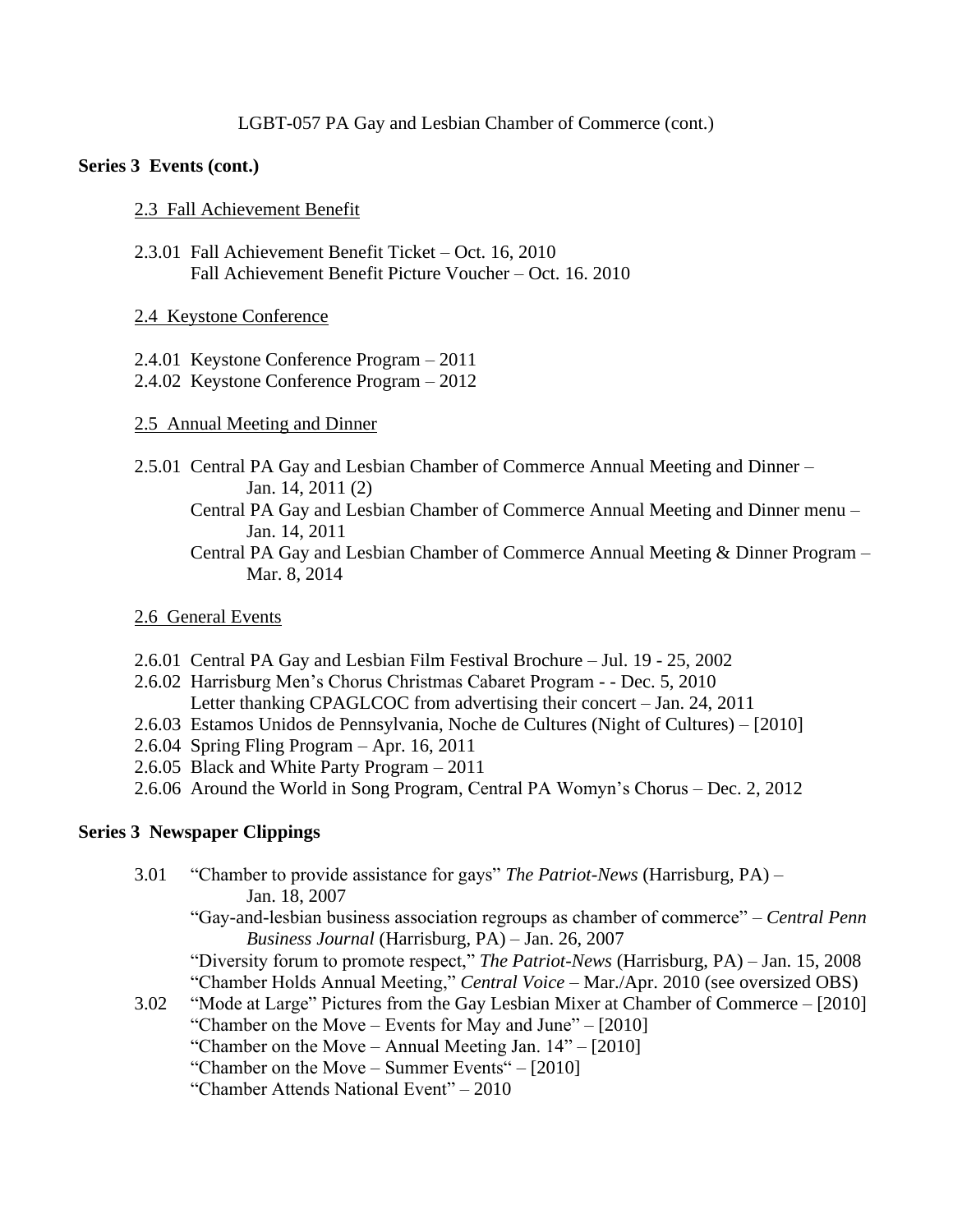LGBT-057 PA Gay and Lesbian Chamber of Commerce (cont.)

**Series 3 Events (cont.)**

2.3 Fall Achievement Benefit

2.3.01 Fall Achievement Benefit Ticket – Oct. 16, 2010
Fall Achievement Benefit Picture Voucher – Oct. 16. 2010

2.4 Keystone Conference

2.4.01 Keystone Conference Program – 2011
2.4.02 Keystone Conference Program – 2012

2.5 Annual Meeting and Dinner

2.5.01 Central PA Gay and Lesbian Chamber of Commerce Annual Meeting and Dinner – Jan. 14, 2011 (2)
Central PA Gay and Lesbian Chamber of Commerce Annual Meeting and Dinner menu – Jan. 14, 2011
Central PA Gay and Lesbian Chamber of Commerce Annual Meeting & Dinner Program – Mar. 8, 2014

2.6 General Events

2.6.01 Central PA Gay and Lesbian Film Festival Brochure – Jul. 19 - 25, 2002
2.6.02 Harrisburg Men's Chorus Christmas Cabaret Program - - Dec. 5, 2010
Letter thanking CPAGLCOC from advertising their concert – Jan. 24, 2011
2.6.03 Estamos Unidos de Pennsylvania, Noche de Cultures (Night of Cultures) – [2010]
2.6.04 Spring Fling Program – Apr. 16, 2011
2.6.05 Black and White Party Program – 2011
2.6.06 Around the World in Song Program, Central PA Womyn's Chorus – Dec. 2, 2012

**Series 3 Newspaper Clippings**

3.01 "Chamber to provide assistance for gays" *The Patriot-News* (Harrisburg, PA) – Jan. 18, 2007
"Gay-and-lesbian business association regroups as chamber of commerce" – *Central Penn Business Journal* (Harrisburg, PA) – Jan. 26, 2007
"Diversity forum to promote respect," *The Patriot-News* (Harrisburg, PA) – Jan. 15, 2008
"Chamber Holds Annual Meeting," *Central Voice* – Mar./Apr. 2010 (see oversized OBS)
3.02 "Mode at Large" Pictures from the Gay Lesbian Mixer at Chamber of Commerce – [2010]
"Chamber on the Move – Events for May and June" – [2010]
"Chamber on the Move – Annual Meeting Jan. 14" – [2010]
"Chamber on the Move – Summer Events" – [2010]
"Chamber Attends National Event" – 2010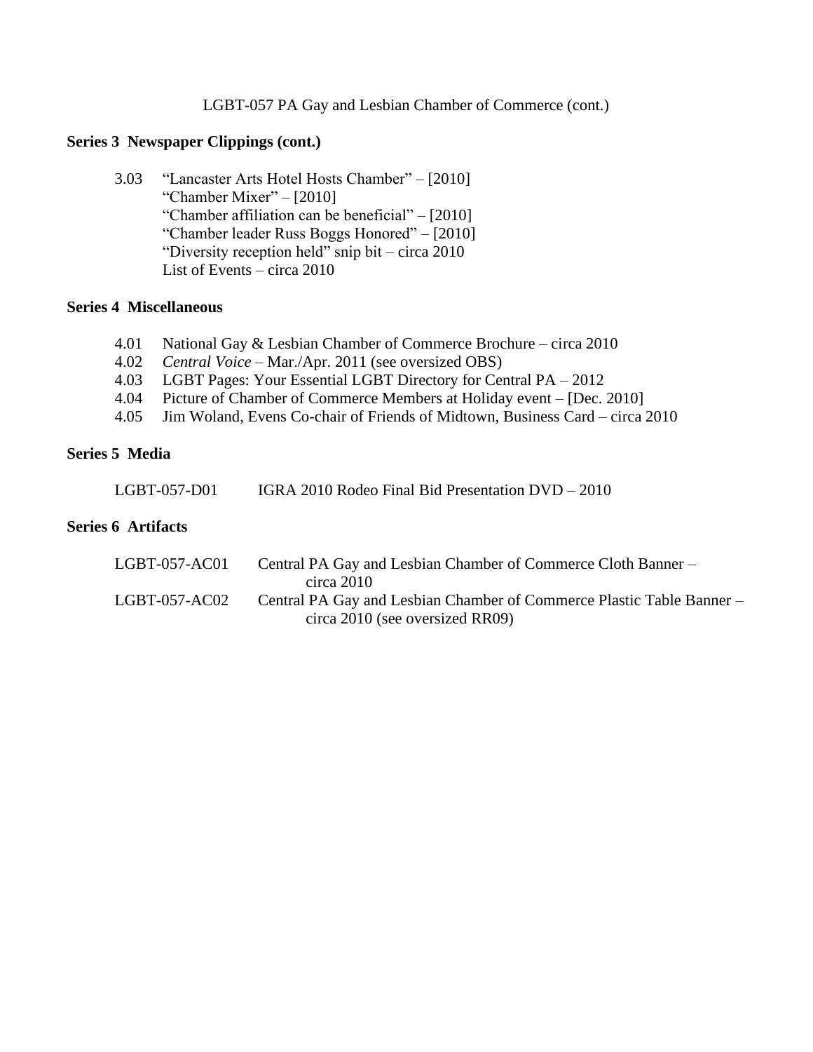LGBT-057 PA Gay and Lesbian Chamber of Commerce (cont.)

**Series 3 Newspaper Clippings (cont.)**

3.03 "Lancaster Arts Hotel Hosts Chamber" – [2010]
"Chamber Mixer" – [2010]
"Chamber affiliation can be beneficial" – [2010]
"Chamber leader Russ Boggs Honored" – [2010]
"Diversity reception held" snip bit – circa 2010
List of Events – circa 2010

**Series 4 Miscellaneous**

4.01 National Gay & Lesbian Chamber of Commerce Brochure – circa 2010
4.02 *Central Voice* – Mar./Apr. 2011 (see oversized OBS)
4.03 LGBT Pages: Your Essential LGBT Directory for Central PA – 2012
4.04 Picture of Chamber of Commerce Members at Holiday event – [Dec. 2010]
4.05 Jim Woland, Evens Co-chair of Friends of Midtown, Business Card – circa 2010

**Series 5 Media**

LGBT-057-D01 IGRA 2010 Rodeo Final Bid Presentation DVD – 2010

**Series 6 Artifacts**

LGBT-057-AC01 Central PA Gay and Lesbian Chamber of Commerce Cloth Banner – circa 2010
LGBT-057-AC02 Central PA Gay and Lesbian Chamber of Commerce Plastic Table Banner – circa 2010 (see oversized RR09)